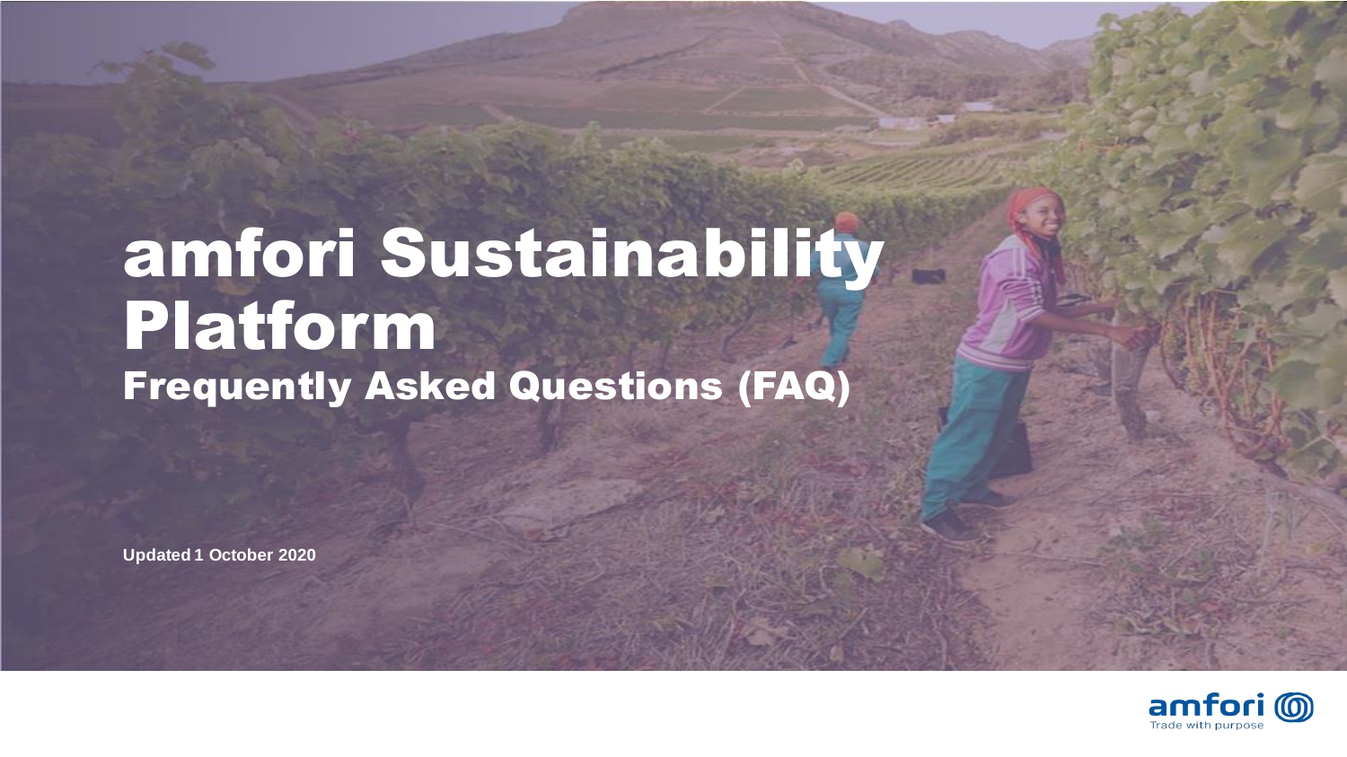# amfori Sustainability Platform

## Frequently Asked Questions (FAQ)

**Updated 1 October 2020**

amfori
Trade with purpose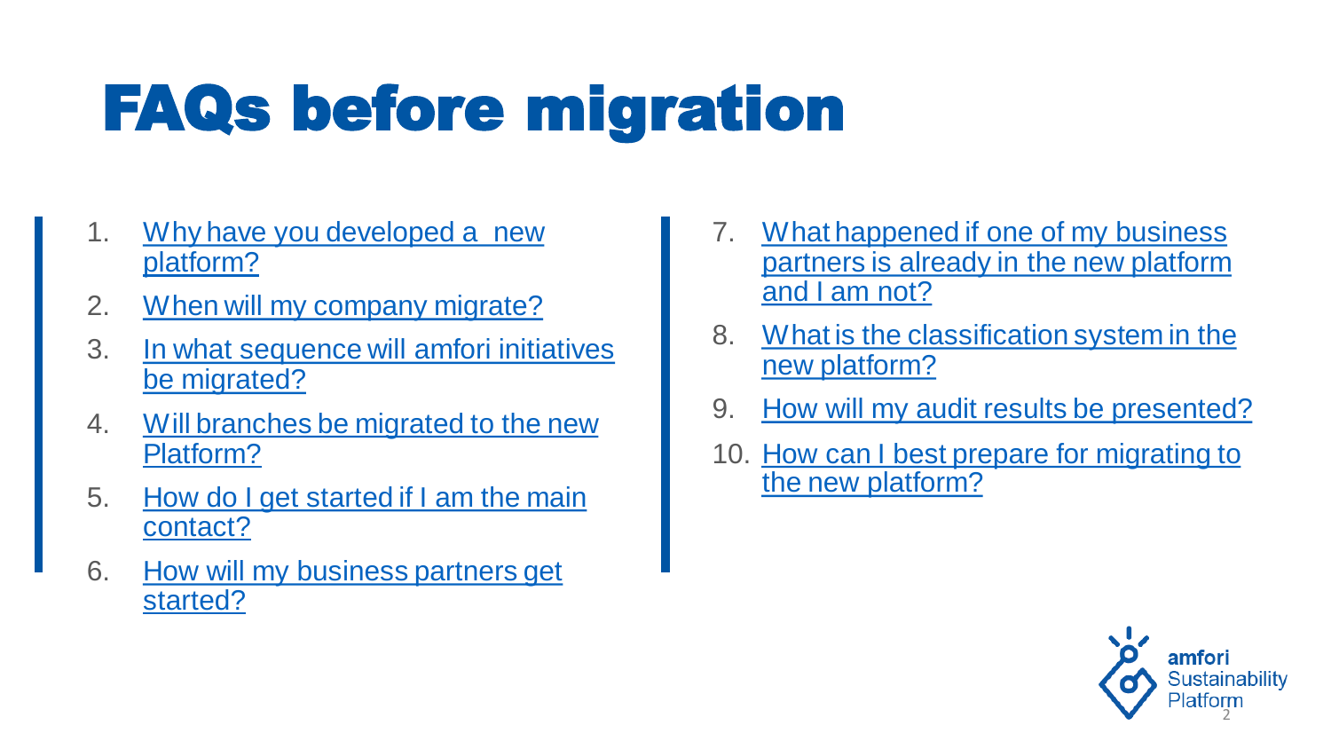# FAQs before migration

1. Why have you developed a  new platform?
2. When will my company migrate?
3. In what sequence will amfori initiatives be migrated?
4. Will branches be migrated to the new Platform?
5. How do I get started if I am the main contact?
6. How will my business partners get started?
7. What happened if one of my business partners is already in the new platform and I am not?
8. What is the classification system in the new platform?
9. How will my audit results be presented?
10. How can I best prepare for migrating to the new platform?

amfori Sustainability Platform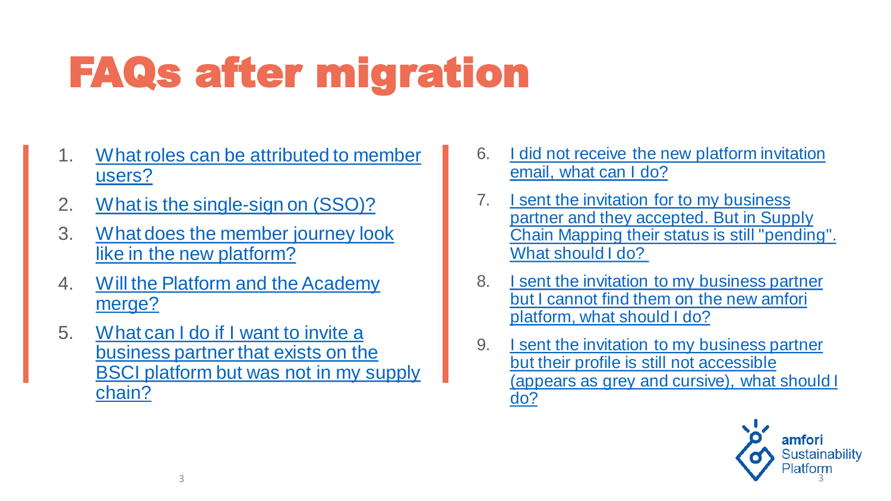# FAQs after migration

1. What roles can be attributed to member users?
2. What is the single-sign on (SSO)?
3. What does the member journey look like in the new platform?
4. Will the Platform and the Academy merge?
5. What can I do if I want to invite a business partner that exists on the BSCI platform but was not in my supply chain?
6. I did not receive the new platform invitation email, what can I do?
7. I sent the invitation for to my business partner and they accepted. But in Supply Chain Mapping their status is still "pending". What should I do?
8. I sent the invitation to my business partner but I cannot find them on the new amfori platform, what should I do?
9. I sent the invitation to my business partner but their profile is still not accessible (appears as grey and cursive), what should I do?

amfori Sustainability Platform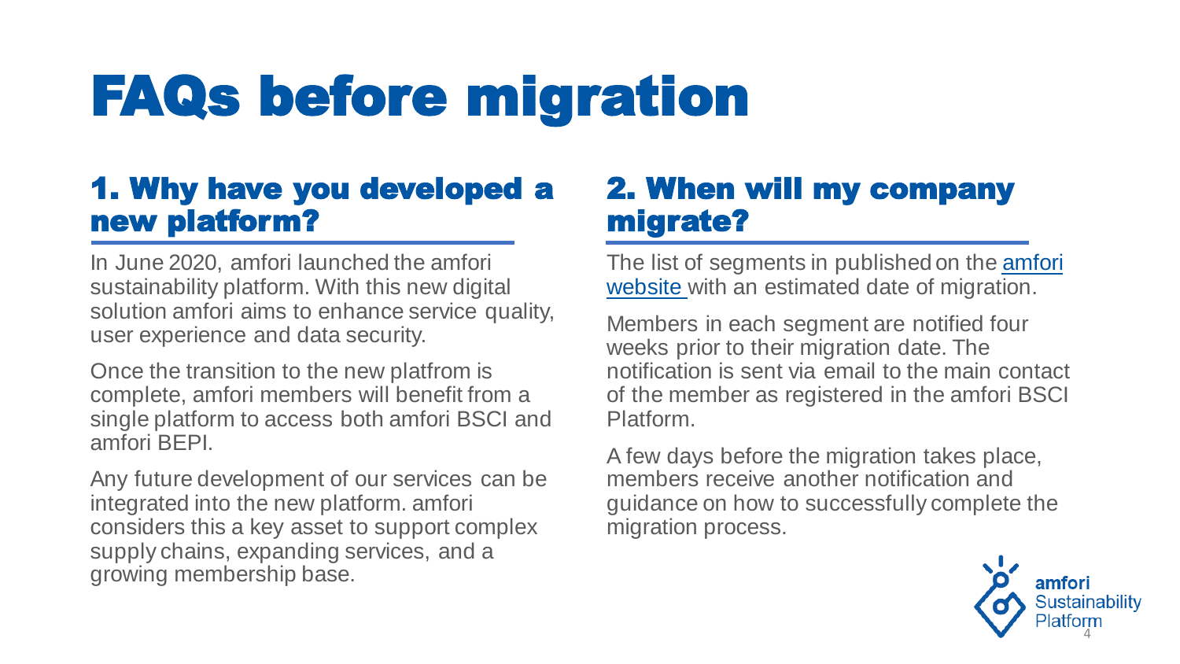# FAQs before migration

## 1. Why have you developed a new platform?

In June 2020, amfori launched the amfori sustainability platform. With this new digital solution amfori aims to enhance service quality, user experience and data security.

Once the transition to the new platfrom is complete, amfori members will benefit from a single platform to access both amfori BSCI and amfori BEPI.

Any future development of our services can be integrated into the new platform. amfori considers this a key asset to support complex supply chains, expanding services, and a growing membership base.

## 2. When will my company migrate?

The list of segments in published on the amfori website with an estimated date of migration.

Members in each segment are notified four weeks prior to their migration date. The notification is sent via email to the main contact of the member as registered in the amfori BSCI Platform.

A few days before the migration takes place, members receive another notification and guidance on how to successfully complete the migration process.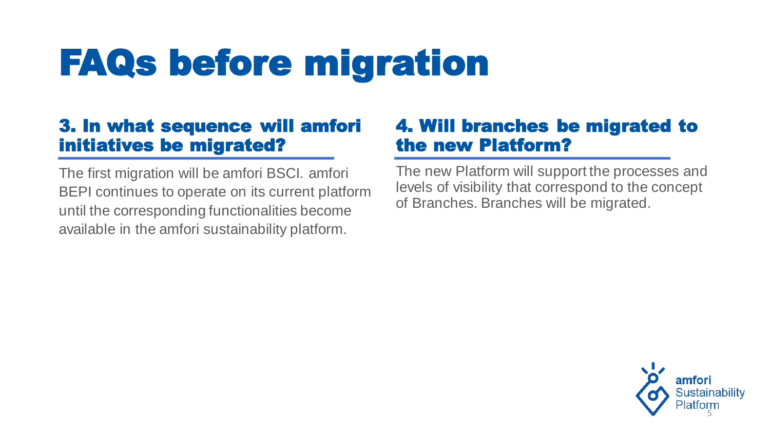# FAQs before migration

## 3. In what sequence will amfori initiatives be migrated?

The first migration will be amfori BSCI. amfori BEPI continues to operate on its current platform until the corresponding functionalities become available in the amfori sustainability platform.

## 4. Will branches be migrated to the new Platform?

The new Platform will support the processes and levels of visibility that correspond to the concept of Branches. Branches will be migrated.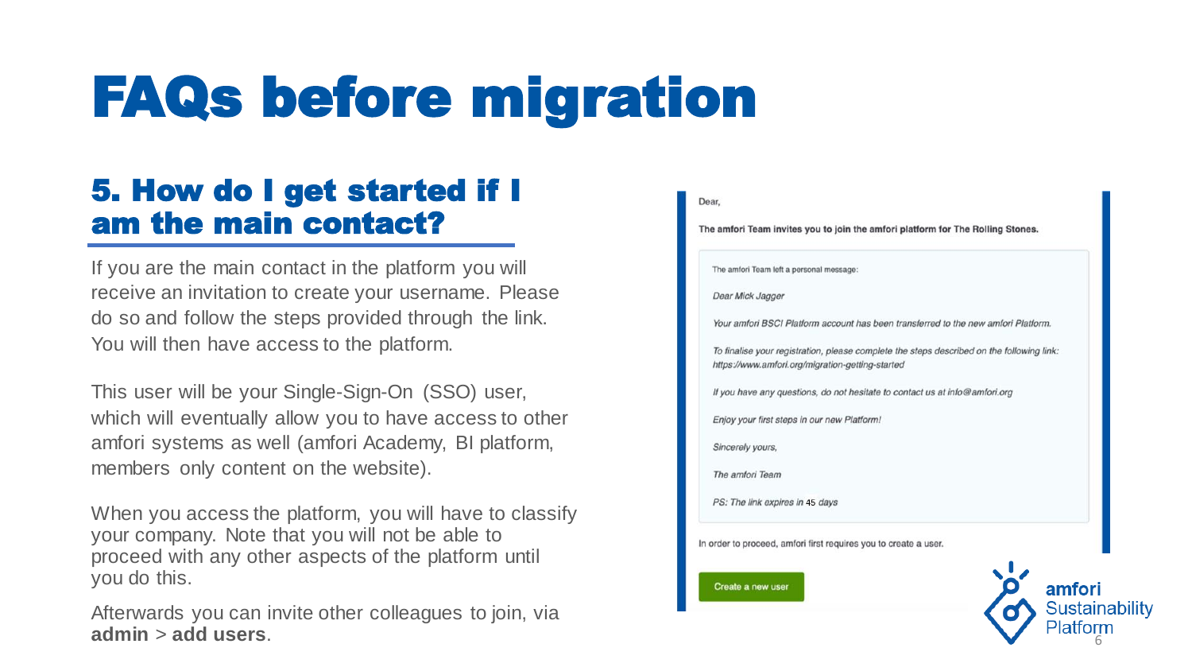# FAQs before migration

## 5. How do I get started if I am the main contact?

If you are the main contact in the platform you will receive an invitation to create your username. Please do so and follow the steps provided through the link. You will then have access to the platform.

This user will be your Single-Sign-On (SSO) user, which will eventually allow you to have access to other amfori systems as well (amfori Academy, BI platform, members only content on the website).

When you access the platform, you will have to classify your company. Note that you will not be able to proceed with any other aspects of the platform until you do this.

Afterwards you can invite other colleagues to join, via **admin** > **add users**.

Dear,

**The amfori Team invites you to join the amfori platform for The Rolling Stones.**

The amfori Team left a personal message:

*Dear Mick Jagger*

*Your amfori BSCI Platform account has been transferred to the new amfori Platform.*

*To finalise your registration, please complete the steps described on the following link: https://www.amfori.org/migration-getting-started*

*If you have any questions, do not hesitate to contact us at info@amfori.org*

*Enjoy your first steps in our new Platform!*

*Sincerely yours,*

*The amfori Team*

*PS: The link expires in 45 days*

In order to proceed, amfori first requires you to create a user.

Create a new user

amfori Sustainability Platform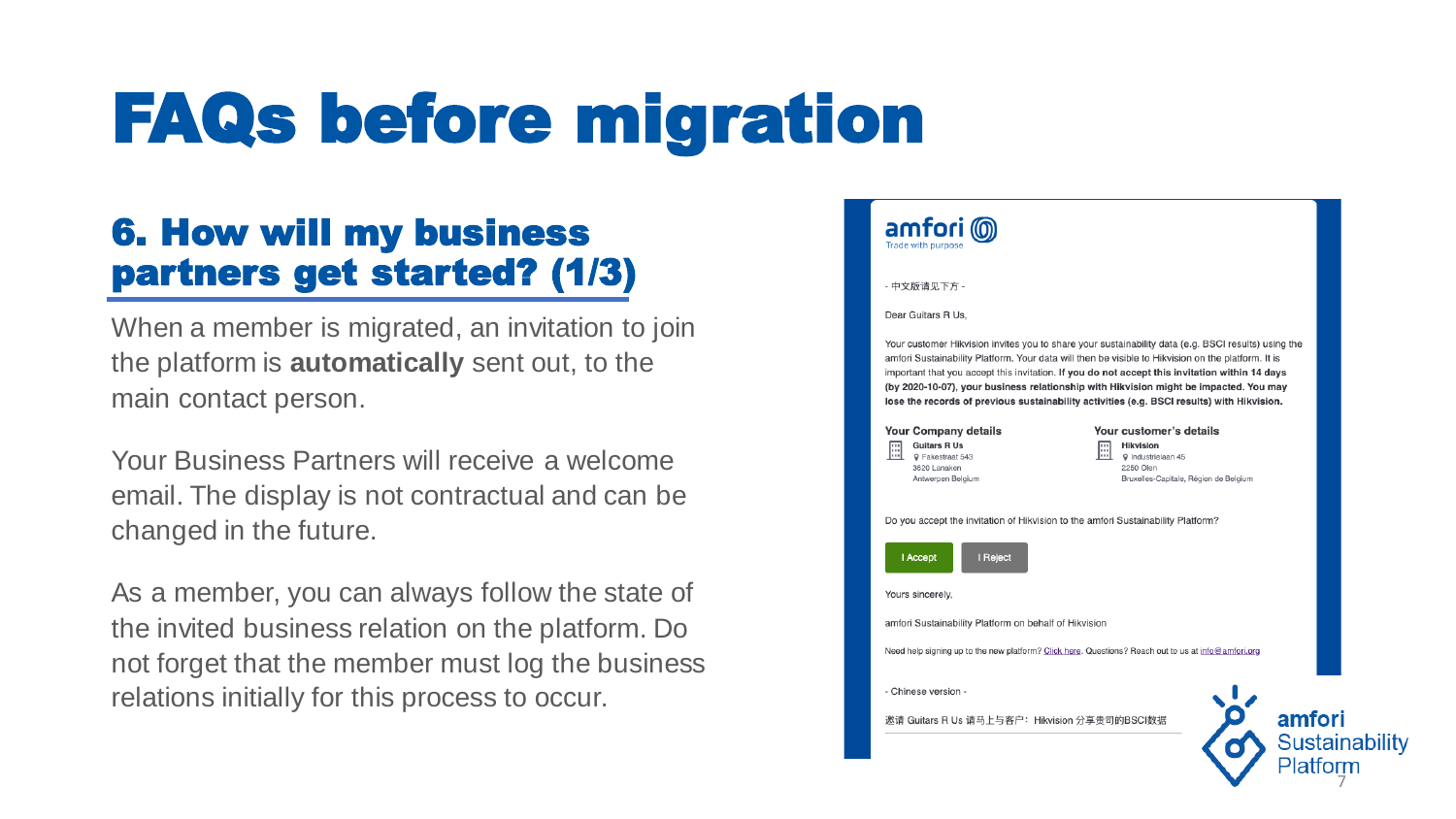# FAQs before migration

## 6. How will my business partners get started? (1/3)

When a member is migrated, an invitation to join the platform is **automatically** sent out, to the main contact person.

Your Business Partners will receive a welcome email. The display is not contractual and can be changed in the future.

As a member, you can always follow the state of the invited business relation on the platform. Do not forget that the member must log the business relations initially for this process to occur.

amfori
Trade with purpose

- 中文版请见下方 -

Dear Guitars R Us,

Your customer Hikvision invites you to share your sustainability data (e.g. BSCI results) using the amfori Sustainability Platform. Your data will then be visible to Hikvision on the platform. It is important that you accept this invitation. **If you do not accept this invitation within 14 days (by 2020-10-07), your business relationship with Hikvision might be impacted. You may lose the records of previous sustainability activities (e.g. BSCI results) with Hikvision.**

| **Your Company details** | **Your customer's details** |
| --- | --- |
| **Guitars R Us**<br>Fakestraat 543<br>3620 Lanaken<br>Antwerpen Belgium | **Hikvision**<br>Industrielaan 45<br>2250 Olen<br>Bruxelles-Capitale, Région de Belgium |

Do you accept the invitation of Hikvision to the amfori Sustainability Platform?

I Accept | I Reject

Yours sincerely,

amfori Sustainability Platform on behalf of Hikvision

Need help signing up to the new platform? Click here. Questions? Reach out to us at info@amfori.org

- Chinese version -

邀请 Guitars R Us 请马上与客户：Hikvision 分享贵司的BSCI数据

amfori Sustainability Platform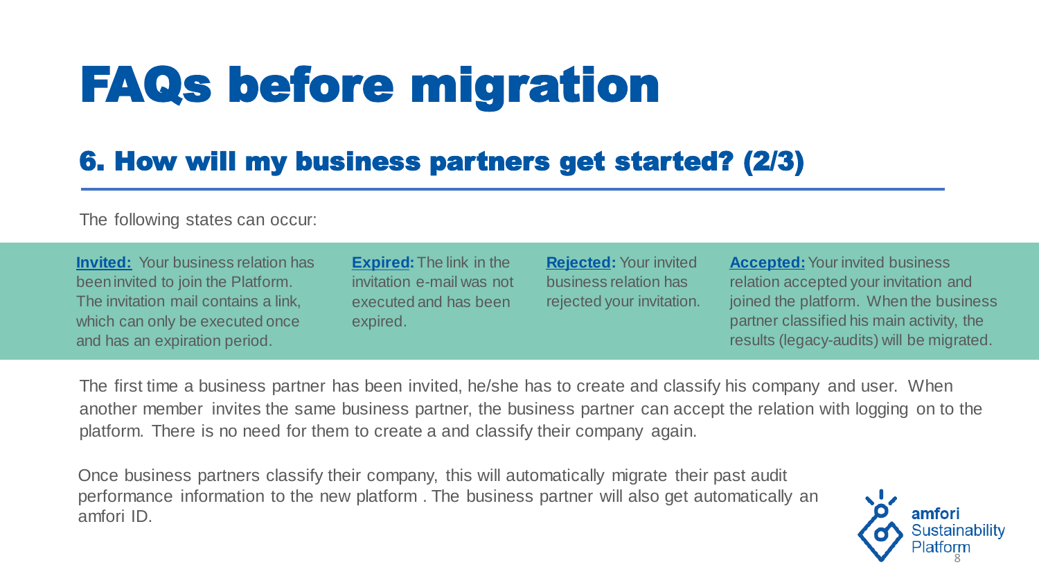# FAQs before migration

## 6. How will my business partners get started? (2/3)

The following states can occur:

**Invited:** Your business relation has been invited to join the Platform. The invitation mail contains a link, which can only be executed once and has an expiration period.

**Expired:** The link in the invitation e-mail was not executed and has been expired.

**Rejected:** Your invited business relation has rejected your invitation.

**Accepted:** Your invited business relation accepted your invitation and joined the platform. When the business partner classified his main activity, the results (legacy-audits) will be migrated.

The first time a business partner has been invited, he/she has to create and classify his company and user. When another member invites the same business partner, the business partner can accept the relation with logging on to the platform. There is no need for them to create a and classify their company again.

Once business partners classify their company, this will automatically migrate their past audit performance information to the new platform . The business partner will also get automatically an amfori ID.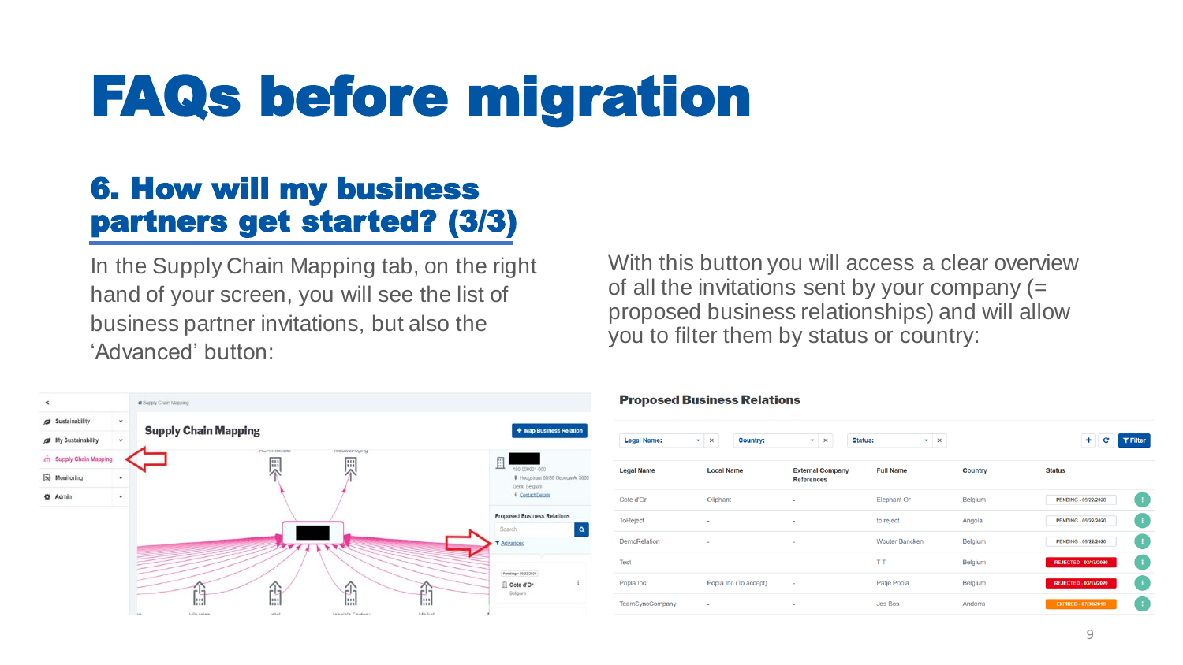# FAQs before migration

## 6. How will my business partners get started? (3/3)

In the Supply Chain Mapping tab, on the right hand of your screen, you will see the list of business partner invitations, but also the 'Advanced' button:

With this button you will access a clear overview of all the invitations sent by your company (= proposed business relationships) and will allow you to filter them by status or country:

**Proposed Business Relations**

| Legal Name | Local Name | External Company References | Full Name | Country | Status |
|---|---|---|---|---|---|
| Cote d'Or | Oliphant | - | Elephant Or | Belgium | PENDING - 09/22/2020 |
| ToReject | - | - | to reject | Angola | PENDING - 09/22/2020 |
| DemoRelation | - | - | Wouter Bancken | Belgium | PENDING - 09/22/2020 |
| Test | - | - | T T | Belgium | REJECTED - 03/17/2020 |
| Popla Inc. | Popla Inc (To accept) | - | Patje Popla | Belgium | REJECTED - 03/17/2020 |
| TeamSyncCompany | - | - | Jos Bos | Andorra | EXPIRED - 07/30/2018 |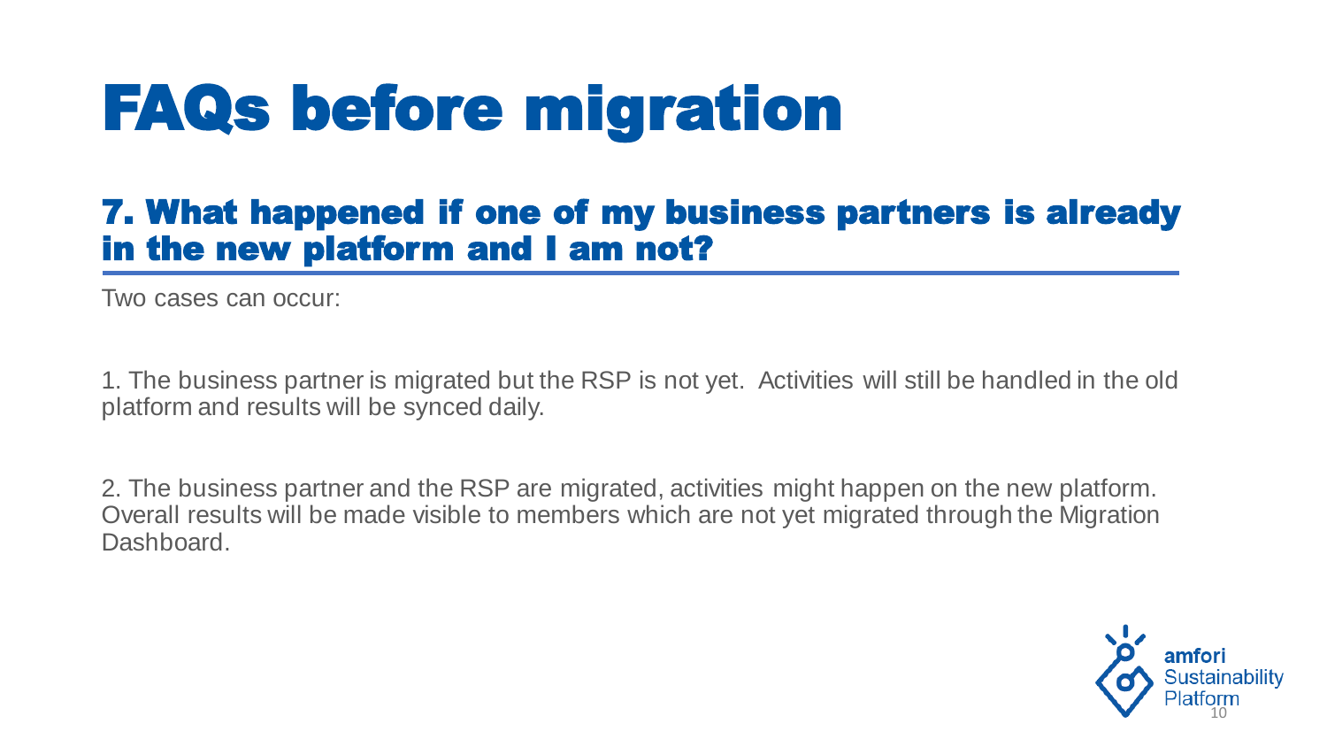# FAQs before migration

## 7. What happened if one of my business partners is already in the new platform and I am not?

Two cases can occur:

1. The business partner is migrated but the RSP is not yet. Activities will still be handled in the old platform and results will be synced daily.

2. The business partner and the RSP are migrated, activities might happen on the new platform. Overall results will be made visible to members which are not yet migrated through the Migration Dashboard.

amfori Sustainability Platform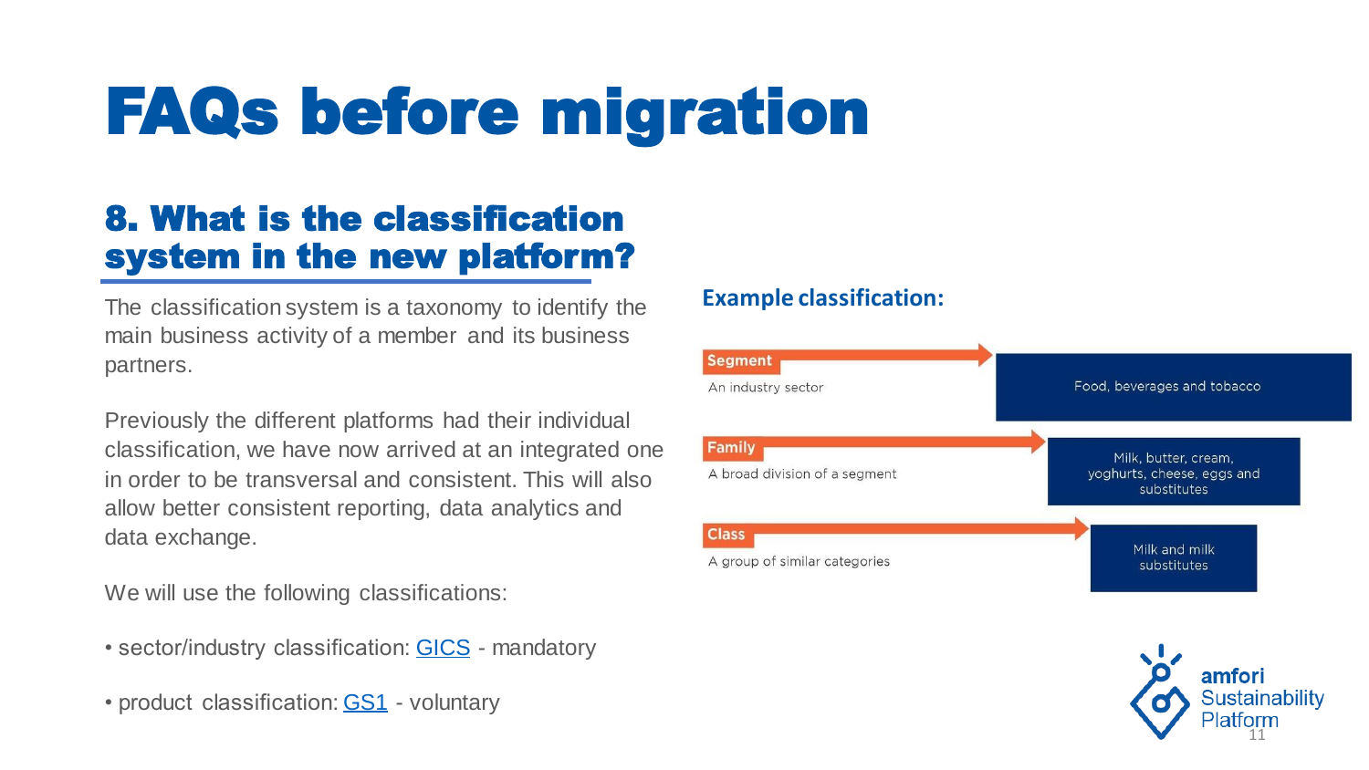# FAQs before migration

## 8. What is the classification system in the new platform?

The classification system is a taxonomy to identify the main business activity of a member and its business partners.

Previously the different platforms had their individual classification, we have now arrived at an integrated one in order to be transversal and consistent. This will also allow better consistent reporting, data analytics and data exchange.

We will use the following classifications:

- sector/industry classification: GICS - mandatory
- product classification: GS1 - voluntary

**Example classification:**

| Level | Description | Example |
| --- | --- | --- |
| **Segment** | An industry sector | Food, beverages and tobacco |
| **Family** | A broad division of a segment | Milk, butter, cream, yoghurts, cheese, eggs and substitutes |
| **Class** | A group of similar categories | Milk and milk substitutes |

amfori Sustainability Platform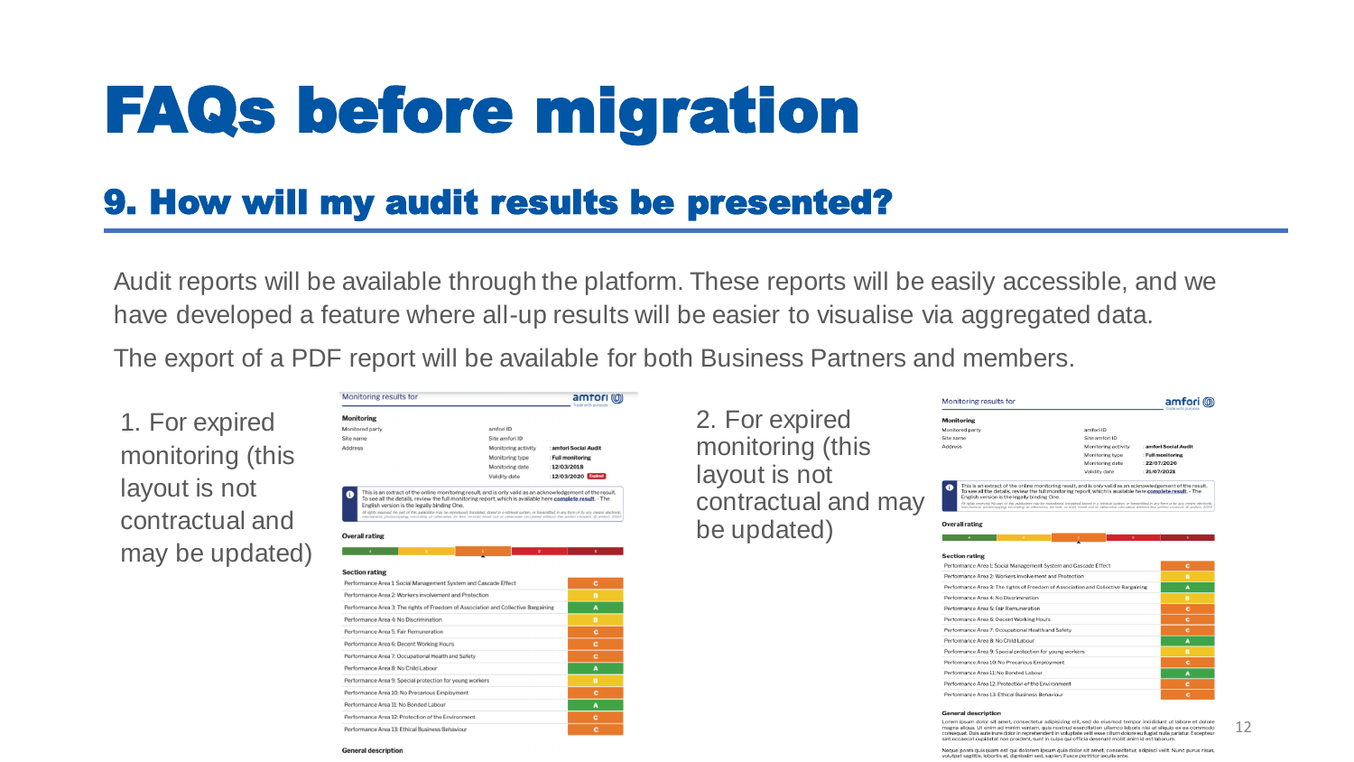# FAQs before migration

## 9. How will my audit results be presented?

Audit reports will be available through the platform. These reports will be easily accessible, and we have developed a feature where all-up results will be easier to visualise via aggregated data.

The export of a PDF report will be available for both Business Partners and members.

1. For expired monitoring (this layout is not contractual and may be updated)

Monitoring results for

**Monitoring**

| | | | |
|---|---|---|---|
| Monitored party | | amfori ID | |
| Site name | | Site amfori ID | |
| Address | | Monitoring activity | : amfori Social Audit |
| | | Monitoring type | : Full monitoring |
| | | Monitoring date | : 12/03/2018 |
| | | Validity date | : 12/03/2020 Expired |

This is an extract of the online monitoring result, and is only valid as an acknowledgement of the result. To see all the details, review the full monitoring report, which is available here complete result. - The English version is the legally binding One.

**Overall rating**

**Section rating**

| Section | Rating |
|---|---|
| Performance Area 1: Social Management System and Cascade Effect | C |
| Performance Area 2: Workers involvement and Protection | B |
| Performance Area 3: The rights of Freedom of Association and Collective Bargaining | A |
| Performance Area 4: No Discrimination | B |
| Performance Area 5: Fair Remuneration | C |
| Performance Area 6: Decent Working Hours | C |
| Performance Area 7: Occupational Health and Safety | C |
| Performance Area 8: No Child Labour | A |
| Performance Area 9: Special protection for young workers | B |
| Performance Area 10: No Precarious Employment | C |
| Performance Area 11: No Bonded Labour | A |
| Performance Area 12: Protection of the Environment | C |
| Performance Area 13: Ethical Business Behaviour | C |

**General description**

2. For expired monitoring (this layout is not contractual and may be updated)

Monitoring results for

**Monitoring**

| | | | |
|---|---|---|---|
| Monitored party | | amfori ID | |
| Site name | | Site amfori ID | |
| Address | | Monitoring activity | : amfori Social Audit |
| | | Monitoring type | : Full monitoring |
| | | Monitoring date | : 22/07/2020 |
| | | Validity date | : 21/07/2021 |

This is an extract of the online monitoring result, and is only valid as an acknowledgement of the result. To see all the details, review the full monitoring report, which is available here complete result. - The English version is the legally binding One.

**Overall rating**

**Section rating**

| Section | Rating |
|---|---|
| Performance Area 1: Social Management System and Cascade Effect | C |
| Performance Area 2: Workers involvement and Protection | B |
| Performance Area 3: The rights of Freedom of Association and Collective Bargaining | A |
| Performance Area 4: No Discrimination | B |
| Performance Area 5: Fair Remuneration | C |
| Performance Area 6: Decent Working Hours | C |
| Performance Area 7: Occupational Health and Safety | C |
| Performance Area 8: No Child Labour | A |
| Performance Area 9: Special protection for young workers | B |
| Performance Area 10: No Precarious Employment | C |
| Performance Area 11: No Bonded Labour | A |
| Performance Area 12: Protection of the Environment | C |
| Performance Area 13: Ethical Business Behaviour | C |

**General description**

Lorem ipsum dolor sit amet, consectetur adipiscing elit, sed do eiusmod tempor incididunt ut labore et dolore magna aliqua. Ut enim ad minim veniam, quis nostrud exercitation ullamco laboris nisi ut aliquip ex ea commodo consequat. Duis aute irure dolor in reprehenderit in voluptate velit esse cillum dolore eu fugiat nulla pariatur. Excepteur sint occaecat cupidatat non proident, sunt in culpa qui officia deserunt mollit anim id est laborum.

Neque porro quisquam est qui dolorem ipsum quia dolor sit amet, consectetur, adipisci velit. Nunc purus risus, volutpat sagittis, lobortis at, dignissim sed, sapien. Fusce porttitor iaculis ante.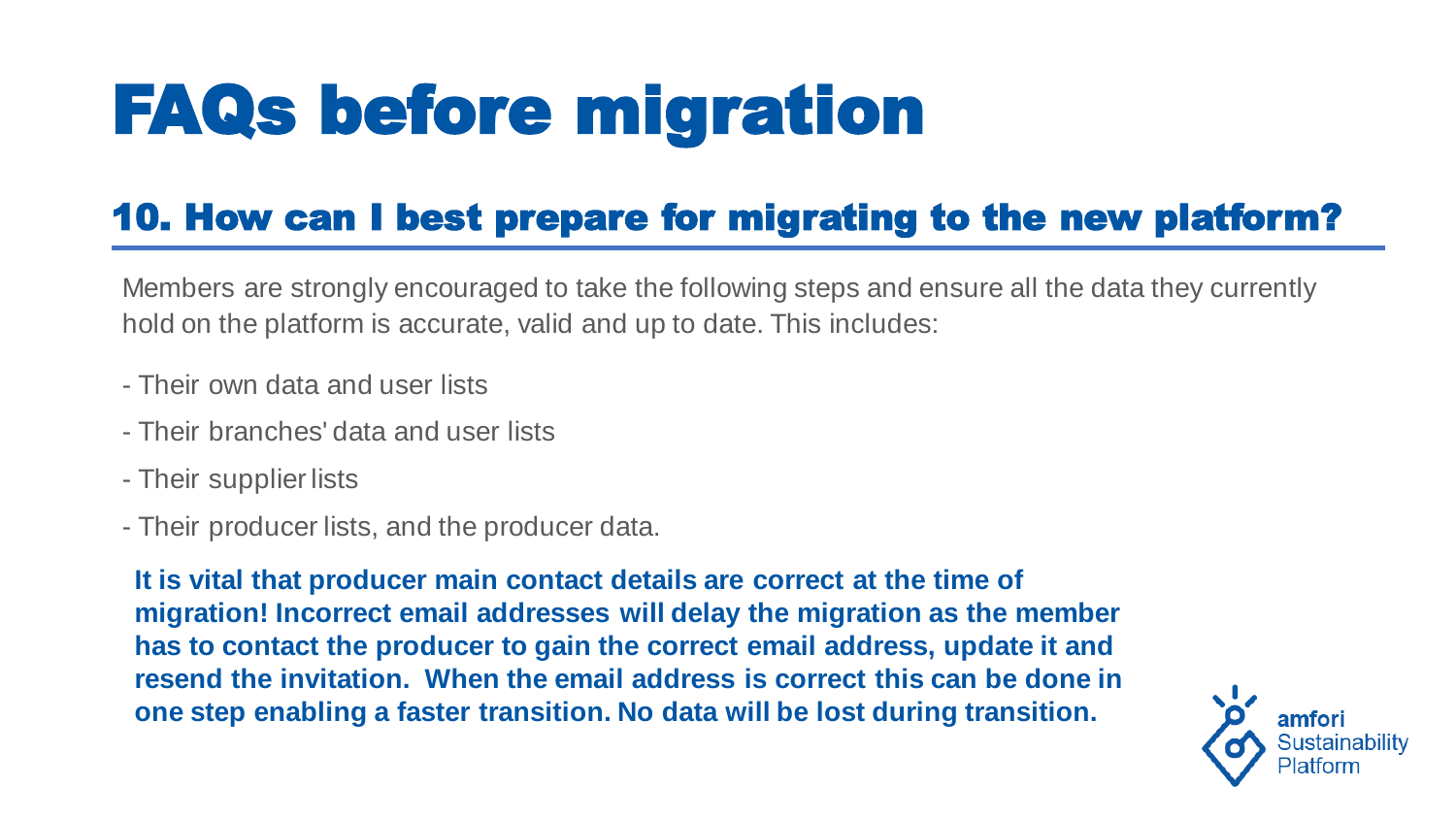# FAQs before migration

## 10. How can I best prepare for migrating to the new platform?

Members are strongly encouraged to take the following steps and ensure all the data they currently hold on the platform is accurate, valid and up to date. This includes:

- Their own data and user lists
- Their branches' data and user lists
- Their supplier lists
- Their producer lists, and the producer data.

**It is vital that producer main contact details are correct at the time of migration! Incorrect email addresses will delay the migration as the member has to contact the producer to gain the correct email address, update it and resend the invitation. When the email address is correct this can be done in one step enabling a faster transition. No data will be lost during transition.**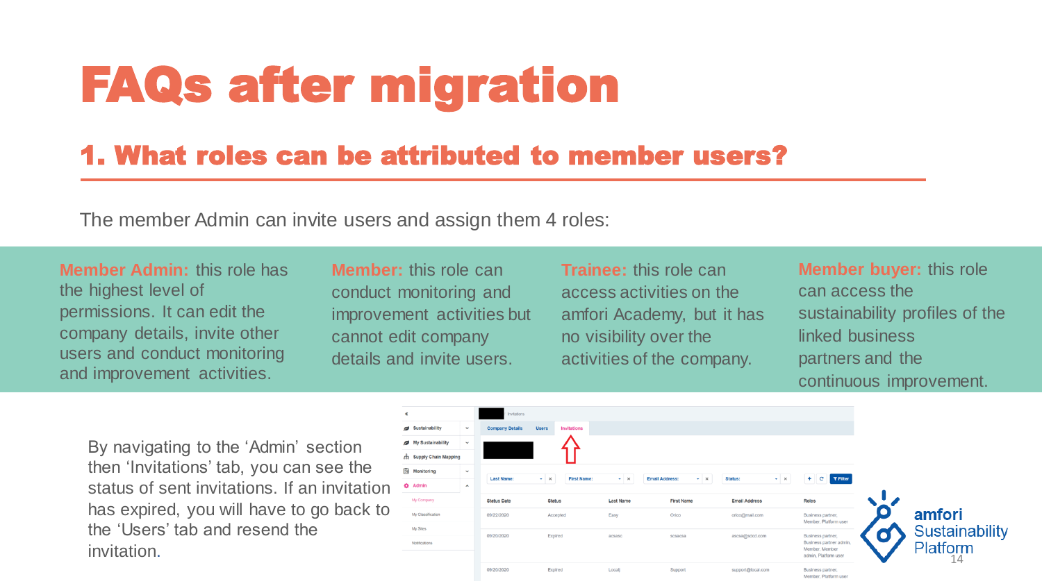# FAQs after migration

## 1. What roles can be attributed to member users?

The member Admin can invite users and assign them 4 roles:

**Member Admin:** this role has the highest level of permissions. It can edit the company details, invite other users and conduct monitoring and improvement activities.

**Member:** this role can conduct monitoring and improvement activities but cannot edit company details and invite users.

**Trainee:** this role can access activities on the amfori Academy, but it has no visibility over the activities of the company.

**Member buyer:** this role can access the sustainability profiles of the linked business partners and the continuous improvement.

By navigating to the 'Admin' section then 'Invitations' tab, you can see the status of sent invitations. If an invitation has expired, you will have to go back to the 'Users' tab and resend the invitation.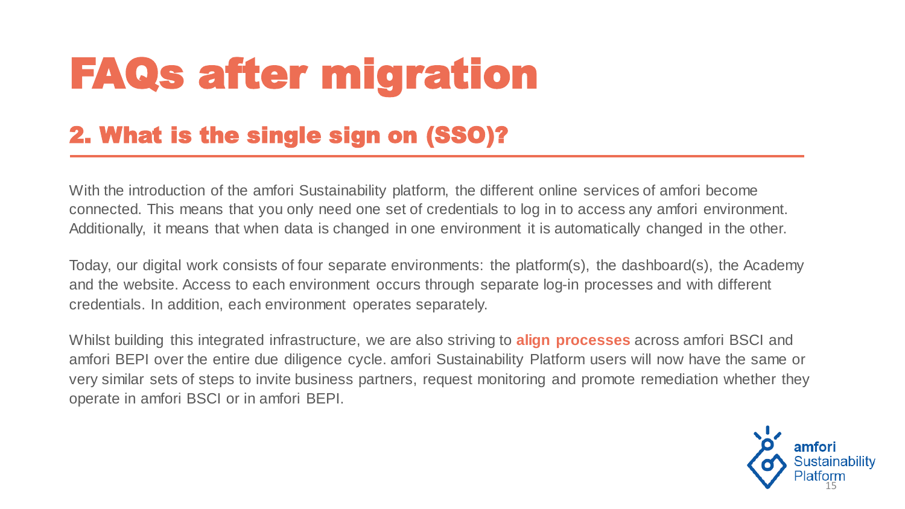# FAQs after migration

## 2. What is the single sign on (SSO)?

With the introduction of the amfori Sustainability platform, the different online services of amfori become connected. This means that you only need one set of credentials to log in to access any amfori environment. Additionally, it means that when data is changed in one environment it is automatically changed in the other.

Today, our digital work consists of four separate environments: the platform(s), the dashboard(s), the Academy and the website. Access to each environment occurs through separate log-in processes and with different credentials. In addition, each environment operates separately.

Whilst building this integrated infrastructure, we are also striving to **align processes** across amfori BSCI and amfori BEPI over the entire due diligence cycle. amfori Sustainability Platform users will now have the same or very similar sets of steps to invite business partners, request monitoring and promote remediation whether they operate in amfori BSCI or in amfori BEPI.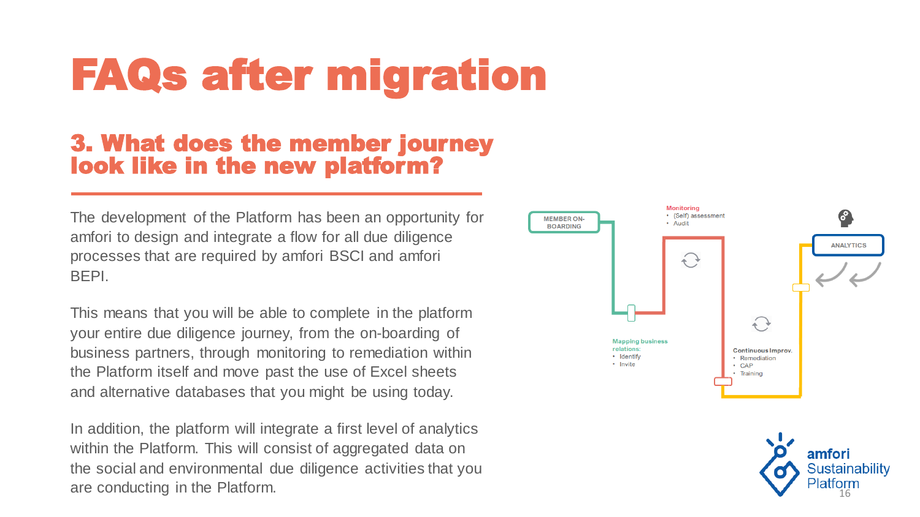# FAQs after migration

## 3. What does the member journey look like in the new platform?

The development of the Platform has been an opportunity for amfori to design and integrate a flow for all due diligence processes that are required by amfori BSCI and amfori BEPI.

This means that you will be able to complete in the platform your entire due diligence journey, from the on-boarding of business partners, through monitoring to remediation within the Platform itself and move past the use of Excel sheets and alternative databases that you might be using today.

In addition, the platform will integrate a first level of analytics within the Platform. This will consist of aggregated data on the social and environmental due diligence activities that you are conducting in the Platform.

MEMBER ON-BOARDING

Mapping business relations:
- Identify
- Invite

Monitoring
- (Self) assessment
- Audit

Continuous Improv.
- Remediation
- CAP
- Training

ANALYTICS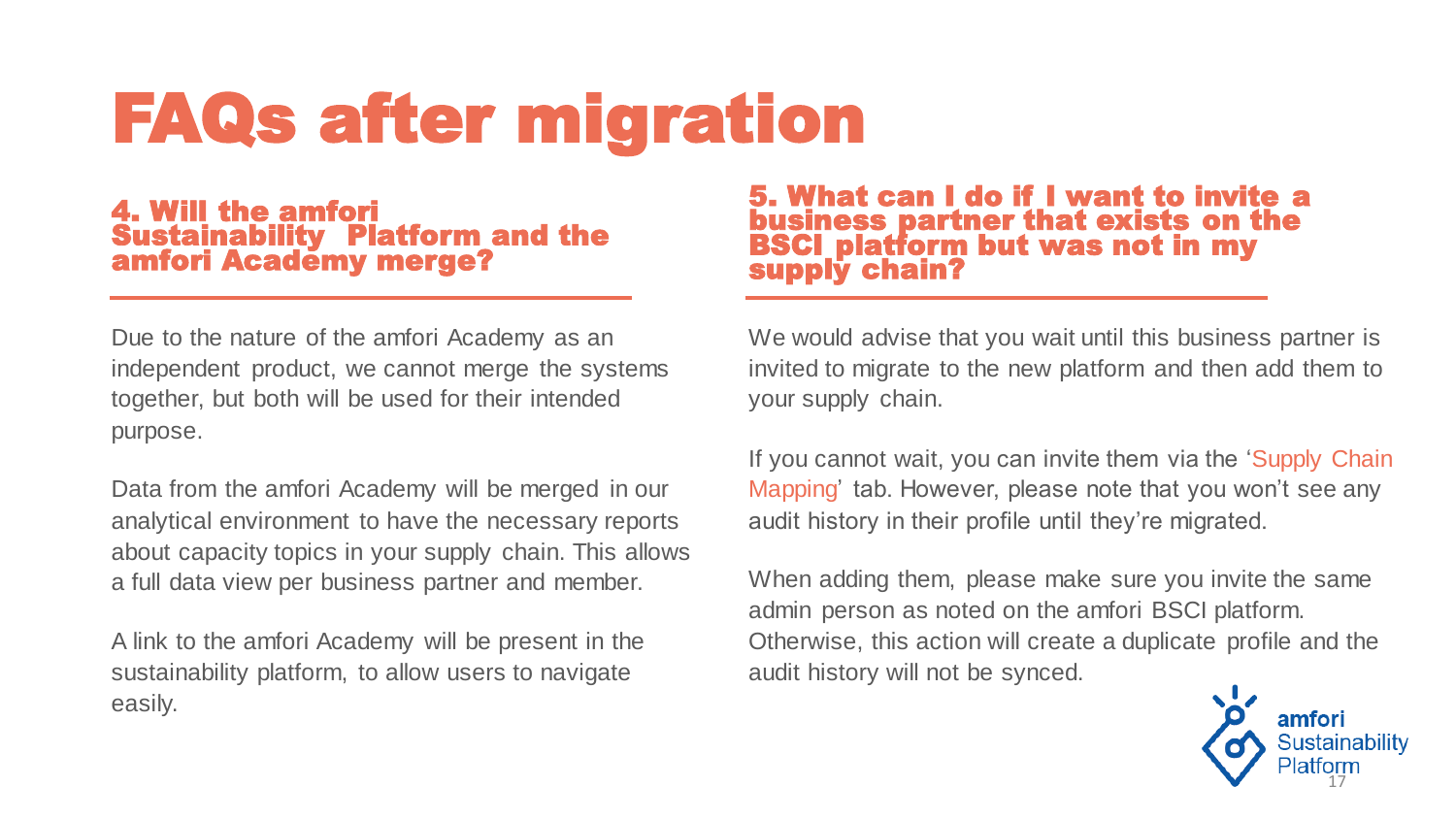# FAQs after migration

## 4. Will the amfori Sustainability Platform and the amfori Academy merge?

Due to the nature of the amfori Academy as an independent product, we cannot merge the systems together, but both will be used for their intended purpose.

Data from the amfori Academy will be merged in our analytical environment to have the necessary reports about capacity topics in your supply chain. This allows a full data view per business partner and member.

A link to the amfori Academy will be present in the sustainability platform, to allow users to navigate easily.

## 5. What can I do if I want to invite a business partner that exists on the BSCI platform but was not in my supply chain?

We would advise that you wait until this business partner is invited to migrate to the new platform and then add them to your supply chain.

If you cannot wait, you can invite them via the 'Supply Chain Mapping' tab. However, please note that you won't see any audit history in their profile until they're migrated.

When adding them, please make sure you invite the same admin person as noted on the amfori BSCI platform. Otherwise, this action will create a duplicate profile and the audit history will not be synced.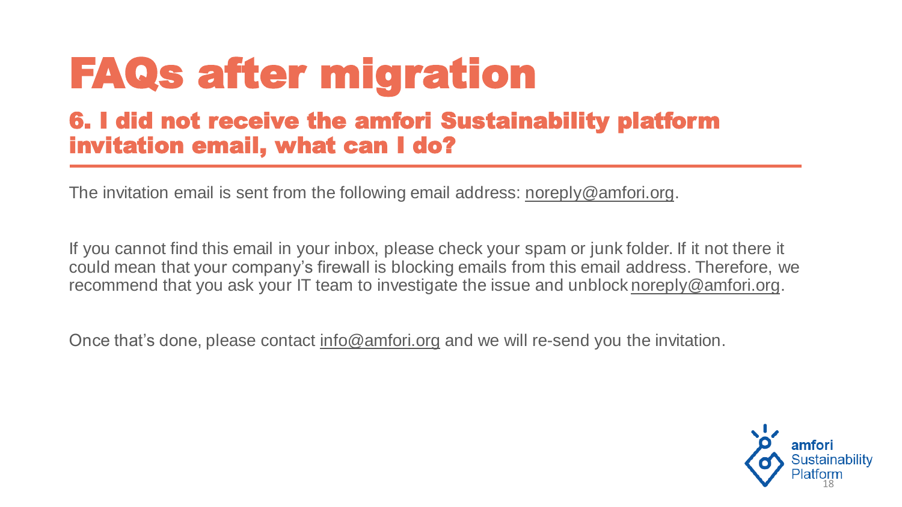# FAQs after migration

## 6. I did not receive the amfori Sustainability platform invitation email, what can I do?

The invitation email is sent from the following email address: noreply@amfori.org.

If you cannot find this email in your inbox, please check your spam or junk folder. If it not there it could mean that your company's firewall is blocking emails from this email address. Therefore, we recommend that you ask your IT team to investigate the issue and unblock noreply@amfori.org.

Once that's done, please contact info@amfori.org and we will re-send you the invitation.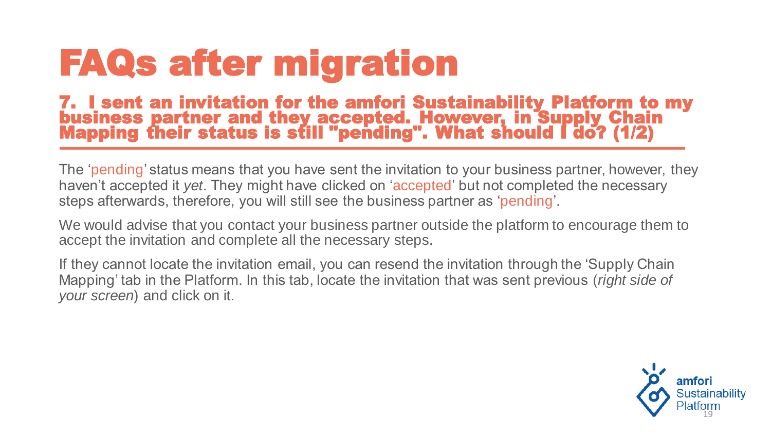# FAQs after migration

## 7. I sent an invitation for the amfori Sustainability Platform to my business partner and they accepted. However, in Supply Chain Mapping their status is still "pending". What should I do? (1/2)

The 'pending' status means that you have sent the invitation to your business partner, however, they haven't accepted it *yet*. They might have clicked on 'accepted' but not completed the necessary steps afterwards, therefore, you will still see the business partner as 'pending'.

We would advise that you contact your business partner outside the platform to encourage them to accept the invitation and complete all the necessary steps.

If they cannot locate the invitation email, you can resend the invitation through the 'Supply Chain Mapping' tab in the Platform. In this tab, locate the invitation that was sent previous (*right side of your screen*) and click on it.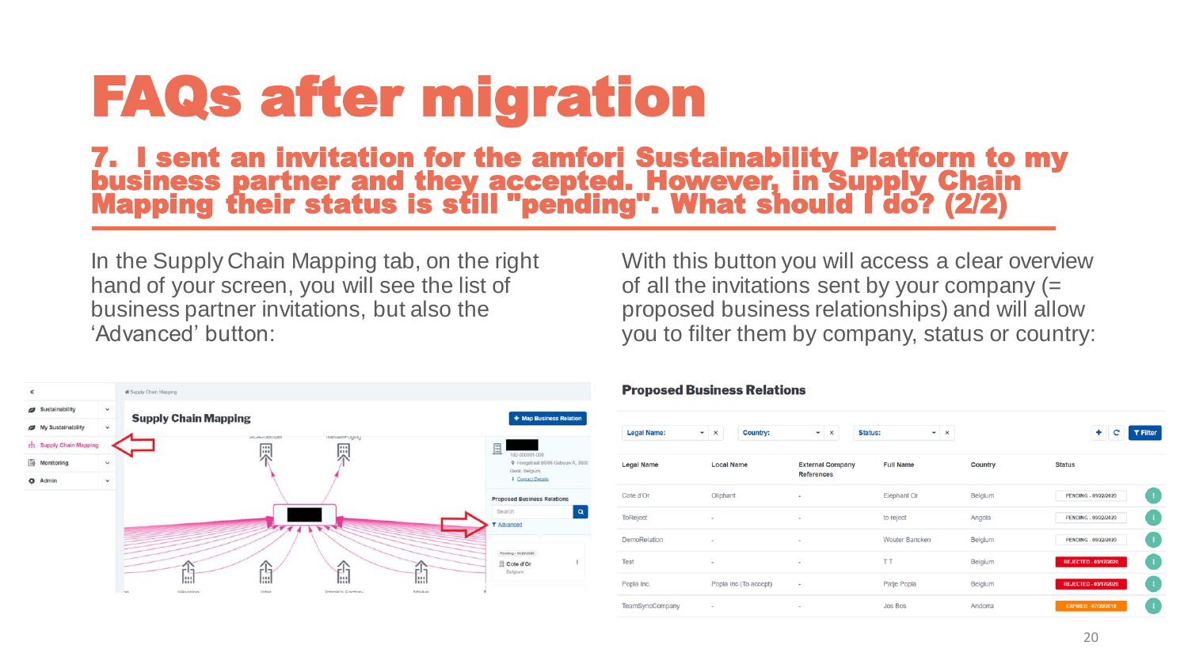# FAQs after migration

## 7. I sent an invitation for the amfori Sustainability Platform to my business partner and they accepted. However, in Supply Chain Mapping their status is still "pending". What should I do? (2/2)

In the Supply Chain Mapping tab, on the right hand of your screen, you will see the list of business partner invitations, but also the 'Advanced' button:

With this button you will access a clear overview of all the invitations sent by your company (= proposed business relationships) and will allow you to filter them by company, status or country:

**Proposed Business Relations**

| Legal Name | Local Name | External Company References | Full Name | Country | Status |
|---|---|---|---|---|---|
| Cote d'Or | Oliphant | - | Elephant Or | Belgium | PENDING - 09/22/2020 |
| ToReject | - | - | to reject | Angola | PENDING - 09/22/2020 |
| DemoRelation | - | - | Wouter Bancken | Belgium | PENDING - 09/22/2020 |
| Test | - | - | T T | Belgium | REJECTED - 03/17/2020 |
| Popla Inc. | Popla Inc (To accept) | - | Patje Popla | Belgium | REJECTED - 03/17/2020 |
| TeamSyncCompany | - | - | Jos Bos | Andorra | EXPIRED - 07/30/2018 |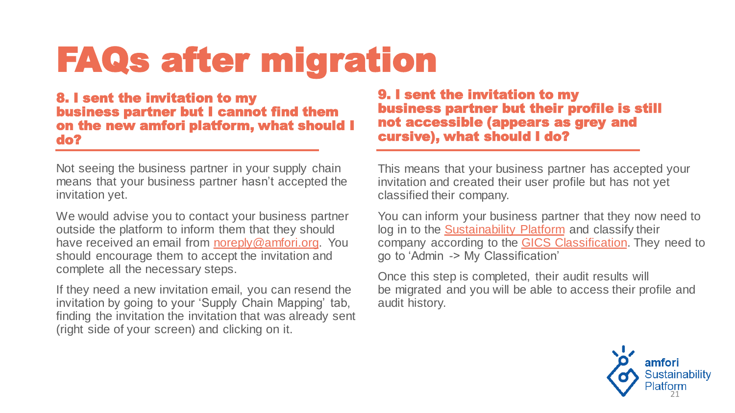# FAQs after migration

### 8. I sent the invitation to my business partner but I cannot find them on the new amfori platform, what should I do?

Not seeing the business partner in your supply chain means that your business partner hasn't accepted the invitation yet.

We would advise you to contact your business partner outside the platform to inform them that they should have received an email from noreply@amfori.org. You should encourage them to accept the invitation and complete all the necessary steps.

If they need a new invitation email, you can resend the invitation by going to your 'Supply Chain Mapping' tab, finding the invitation the invitation that was already sent (right side of your screen) and clicking on it.

### 9. I sent the invitation to my business partner but their profile is still not accessible (appears as grey and cursive), what should I do?

This means that your business partner has accepted your invitation and created their user profile but has not yet classified their company.

You can inform your business partner that they now need to log in to the Sustainability Platform and classify their company according to the GICS Classification. They need to go to 'Admin -> My Classification'

Once this step is completed, their audit results will be migrated and you will be able to access their profile and audit history.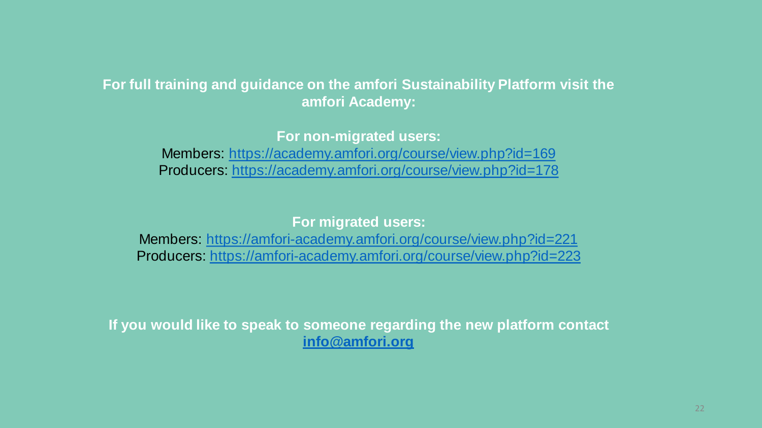**For full training and guidance on the amfori Sustainability Platform visit the amfori Academy:**

**For non-migrated users:**

Members: https://academy.amfori.org/course/view.php?id=169

Producers: https://academy.amfori.org/course/view.php?id=178

**For migrated users:**

Members: https://amfori-academy.amfori.org/course/view.php?id=221

Producers: https://amfori-academy.amfori.org/course/view.php?id=223

**If you would like to speak to someone regarding the new platform contact info@amfori.org**